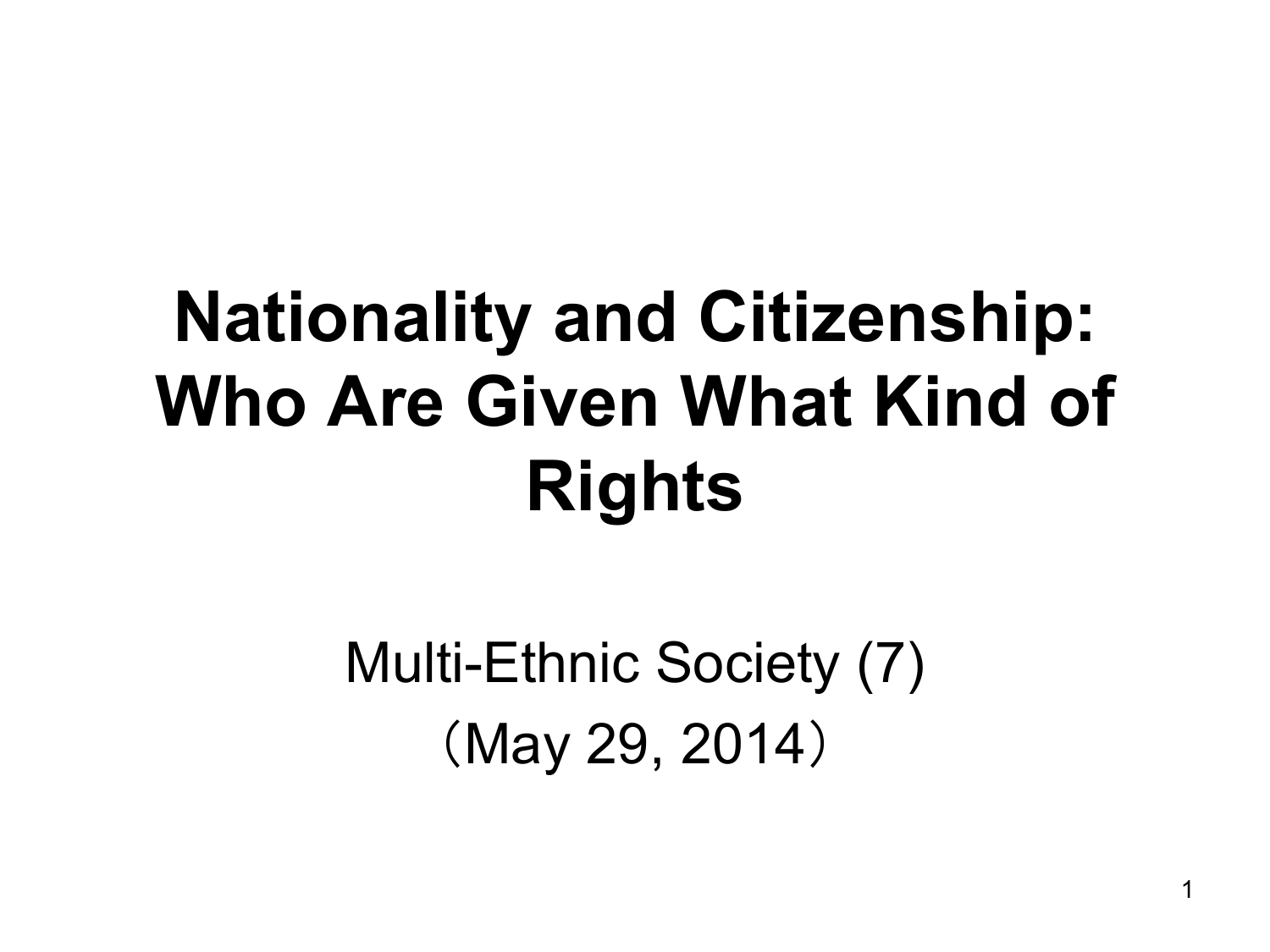# Nationality and Citizenship: Who Are Given What Kind of Rights

Multi-Ethnic Society (7)

（May 29, 2014）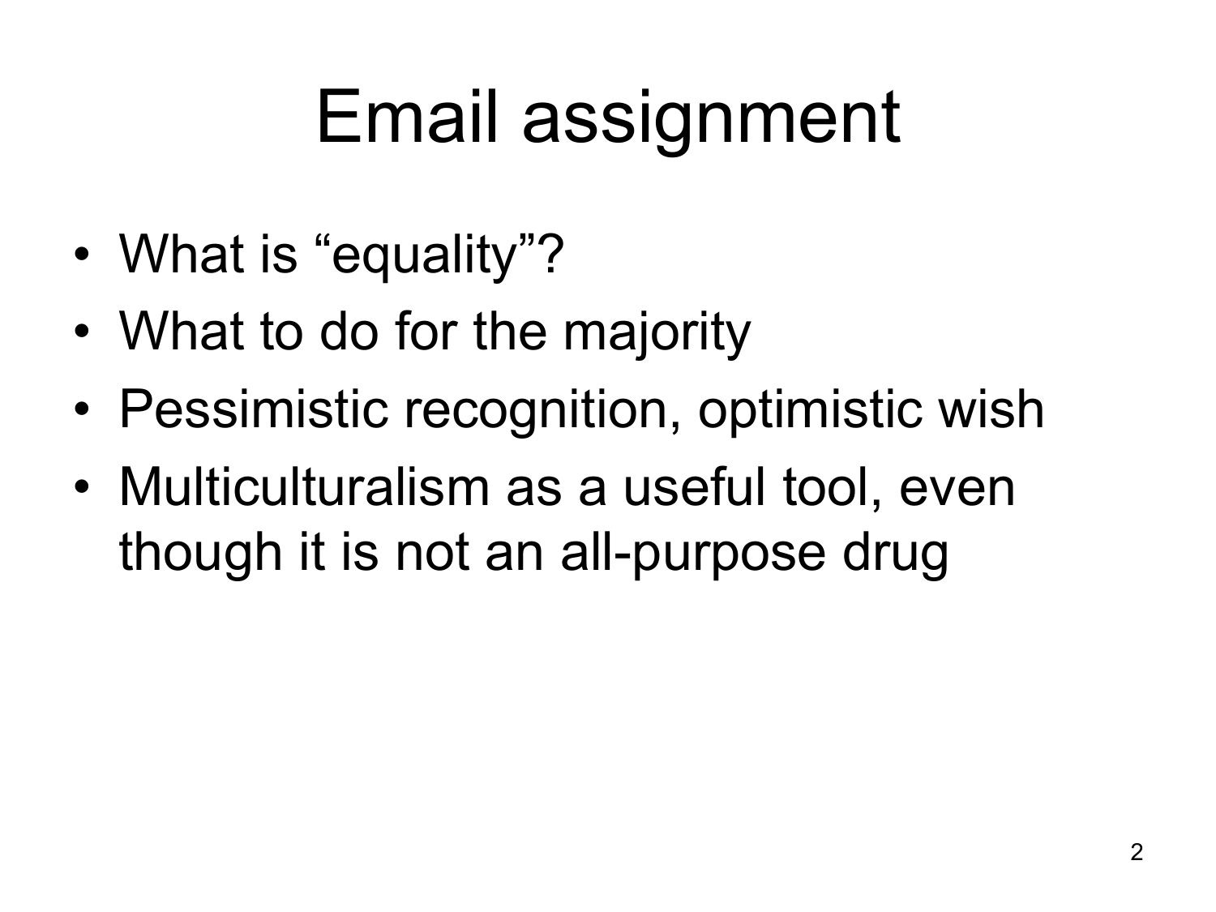# Email assignment

- What is “equality”?
- What to do for the majority
- Pessimistic recognition, optimistic wish
- Multiculturalism as a useful tool, even though it is not an all-purpose drug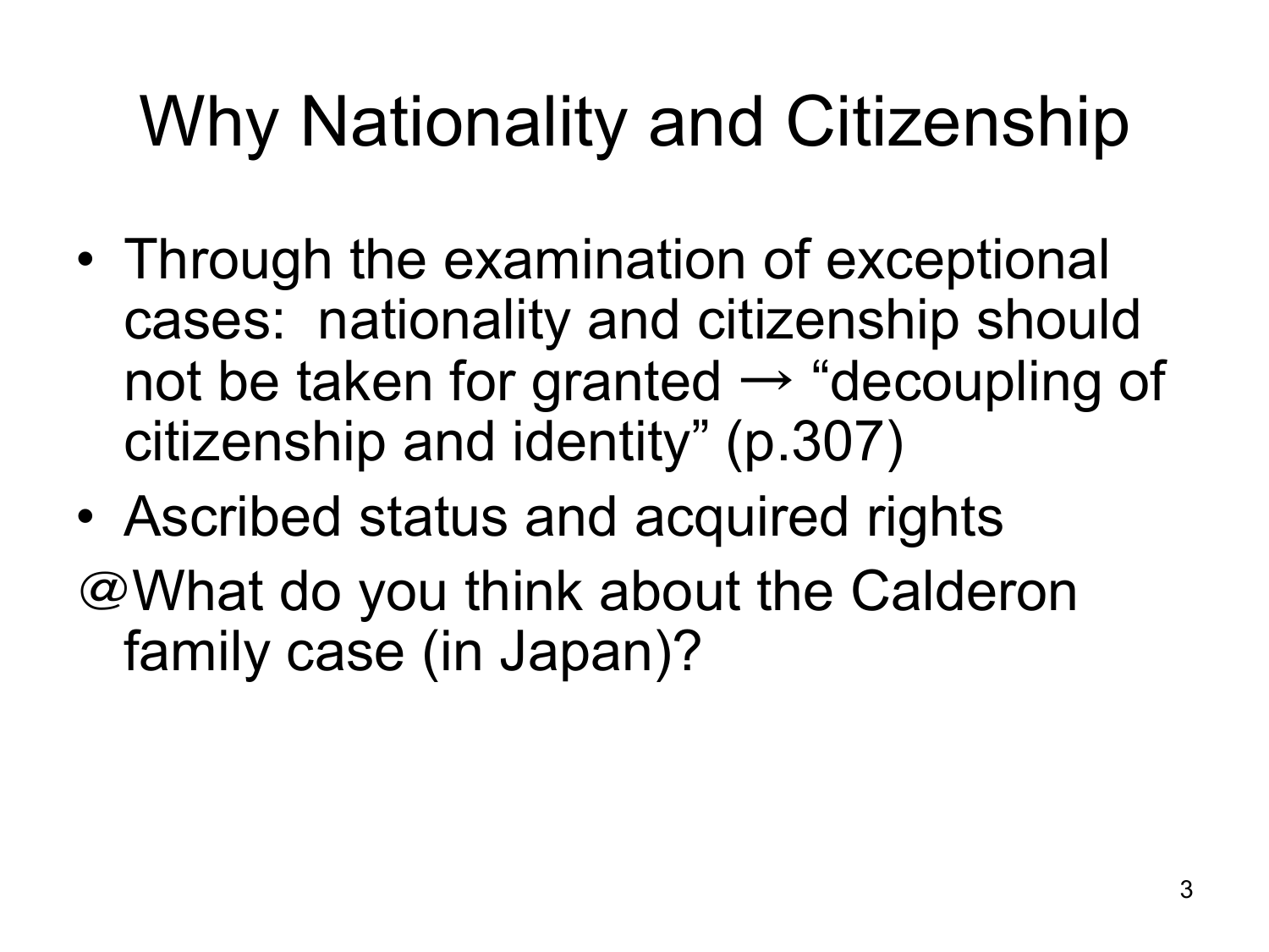# Why Nationality and Citizenship

- Through the examination of exceptional cases: nationality and citizenship should not be taken for granted → "decoupling of citizenship and identity" (p.307)
- Ascribed status and acquired rights

@What do you think about the Calderon family case (in Japan)?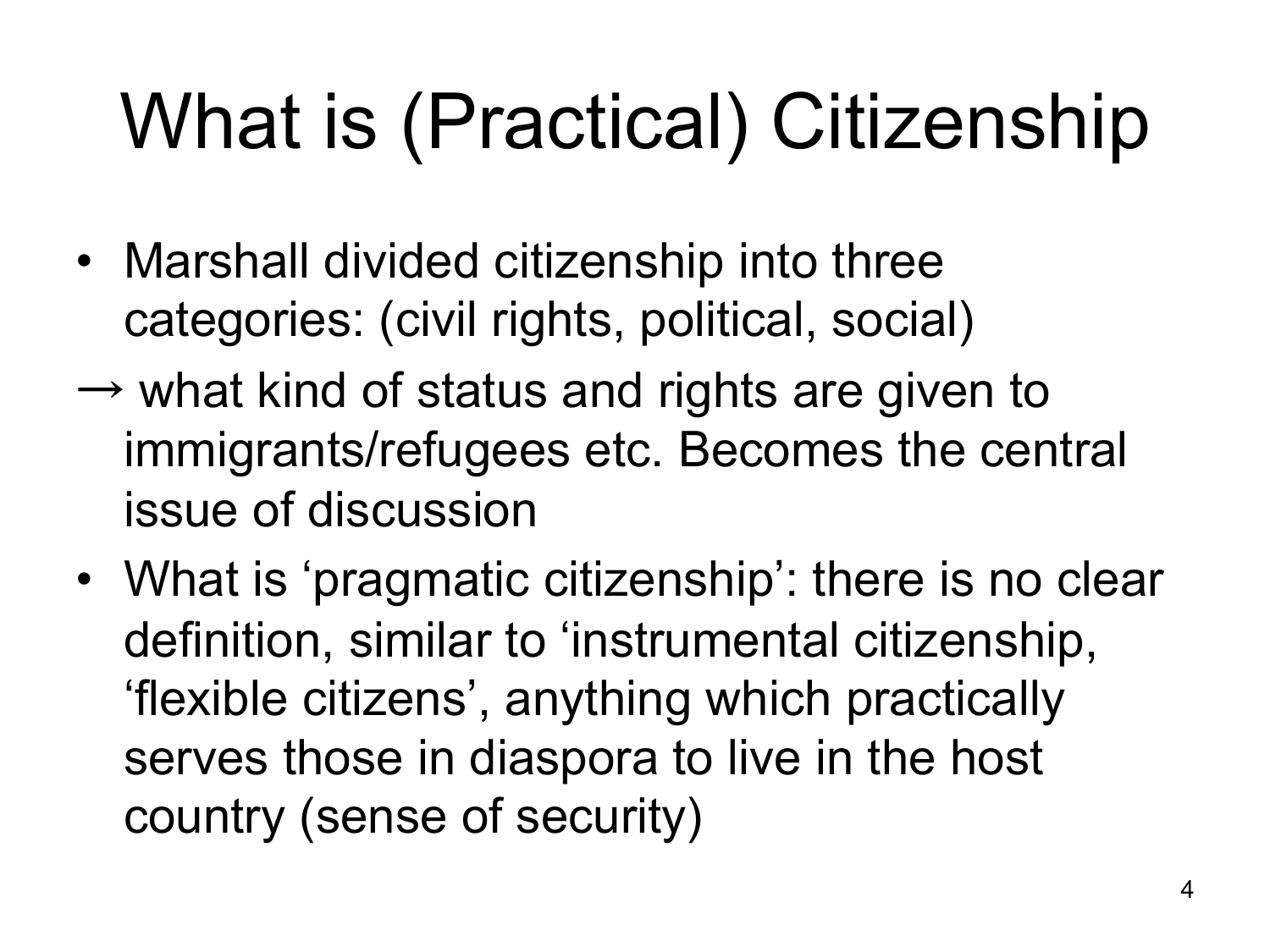# What is (Practical) Citizenship

- Marshall divided citizenship into three categories: (civil rights, political, social)

→ what kind of status and rights are given to immigrants/refugees etc. Becomes the central issue of discussion

- What is 'pragmatic citizenship': there is no clear definition, similar to 'instrumental citizenship, 'flexible citizens', anything which practically serves those in diaspora to live in the host country (sense of security)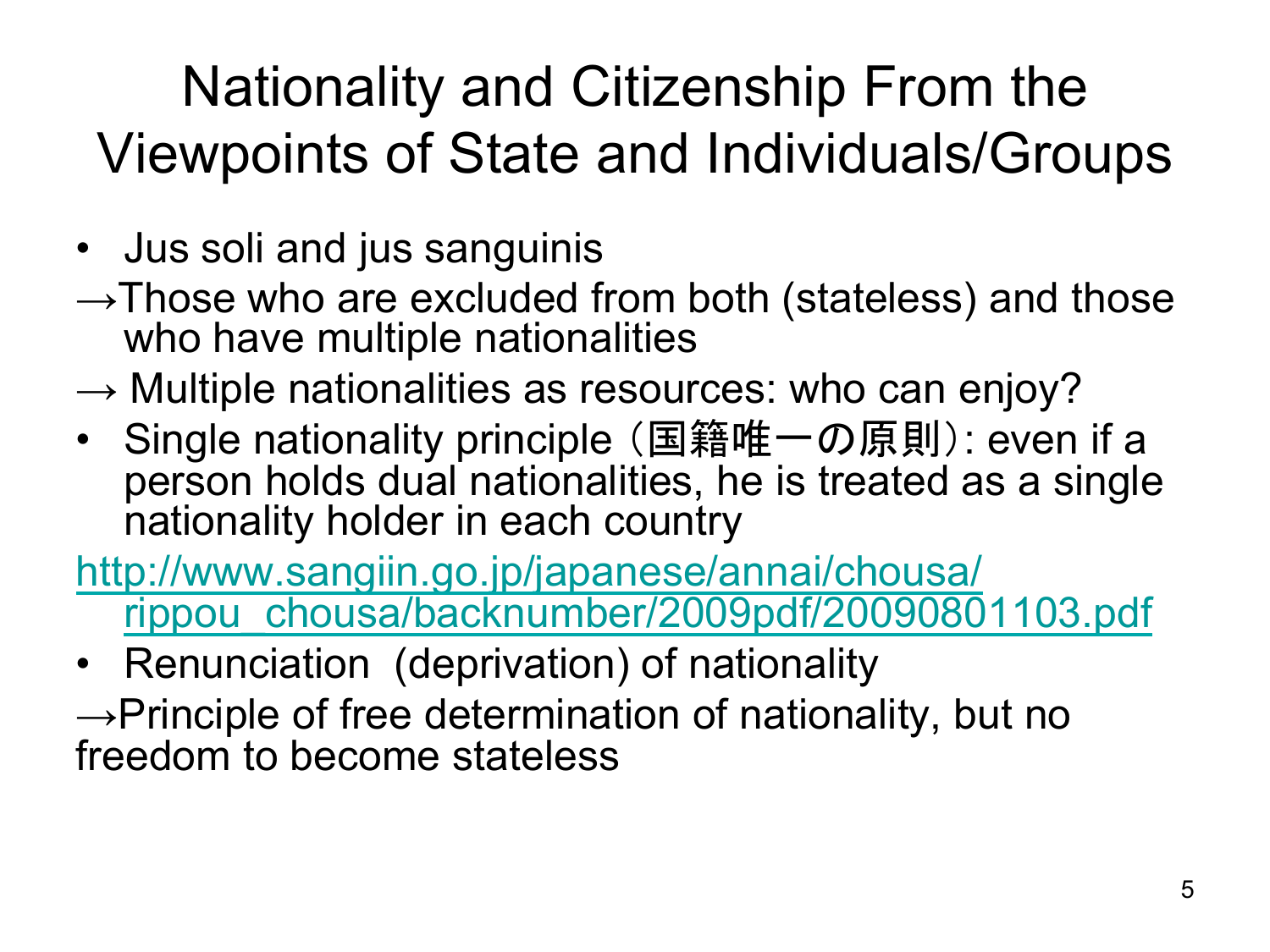# Nationality and Citizenship From the Viewpoints of State and Individuals/Groups

- Jus soli and jus sanguinis

→Those who are excluded from both (stateless) and those who have multiple nationalities

→ Multiple nationalities as resources: who can enjoy?

- Single nationality principle（国籍唯一の原則）: even if a person holds dual nationalities, he is treated as a single nationality holder in each country

http://www.sangiin.go.jp/japanese/annai/chousa/rippou_chousa/backnumber/2009pdf/20090801103.pdf

- Renunciation (deprivation) of nationality

→Principle of free determination of nationality, but no freedom to become stateless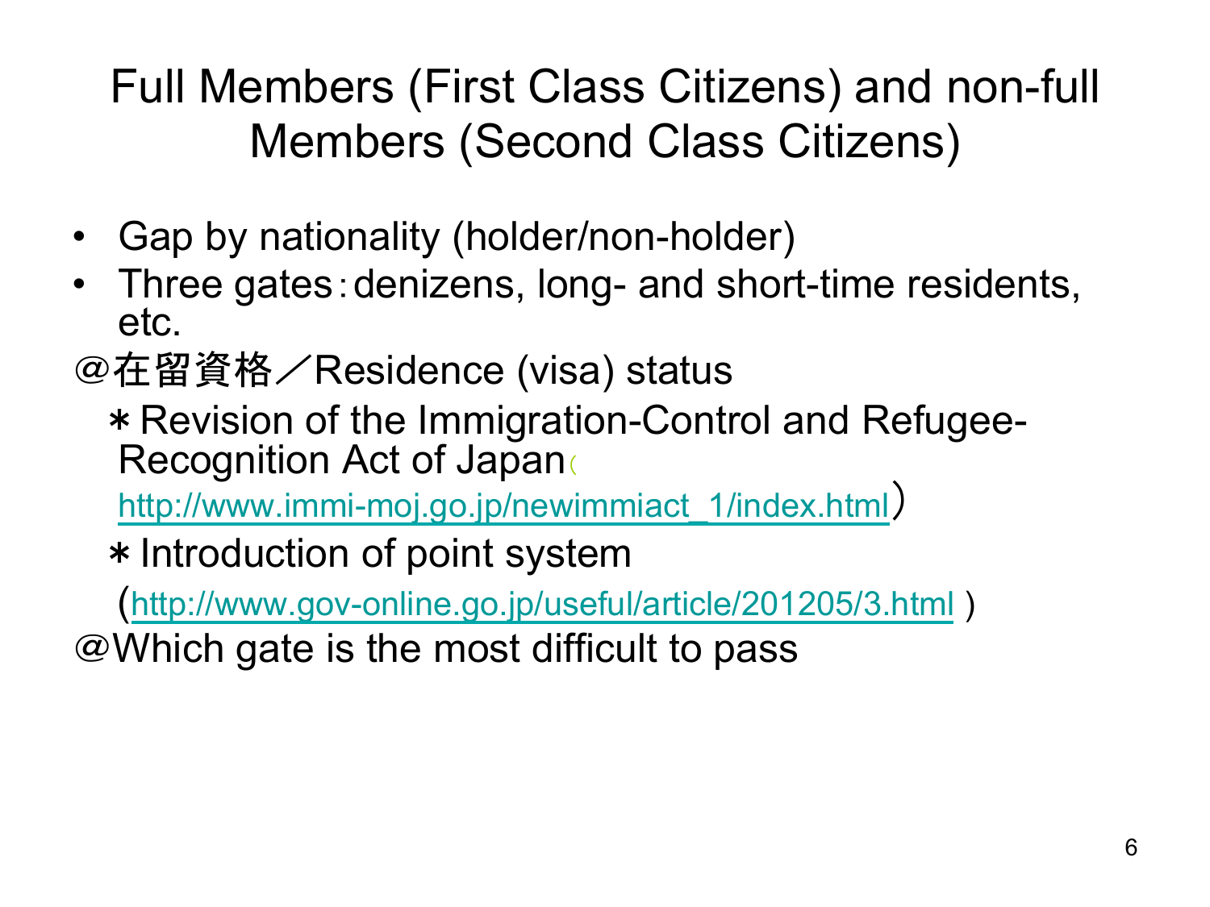# Full Members (First Class Citizens) and non-full Members (Second Class Citizens)

- Gap by nationality (holder/non-holder)
- Three gates：denizens, long- and short-time residents, etc.

@在留資格／Residence (visa) status

＊Revision of the Immigration-Control and Refugee-Recognition Act of Japan（http://www.immi-moj.go.jp/newimmiact_1/index.html）

＊Introduction of point system

(http://www.gov-online.go.jp/useful/article/201205/3.html )

@Which gate is the most difficult to pass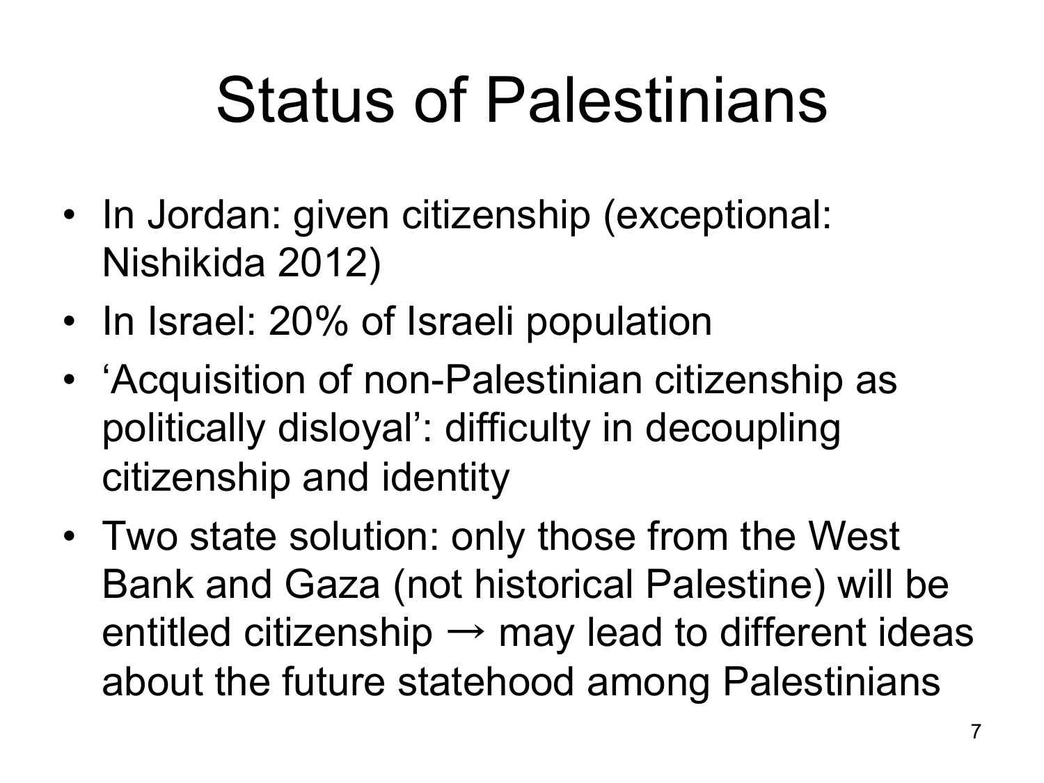# Status of Palestinians

- In Jordan: given citizenship (exceptional: Nishikida 2012)
- In Israel: 20% of Israeli population
- 'Acquisition of non-Palestinian citizenship as politically disloyal': difficulty in decoupling citizenship and identity
- Two state solution: only those from the West Bank and Gaza (not historical Palestine) will be entitled citizenship → may lead to different ideas about the future statehood among Palestinians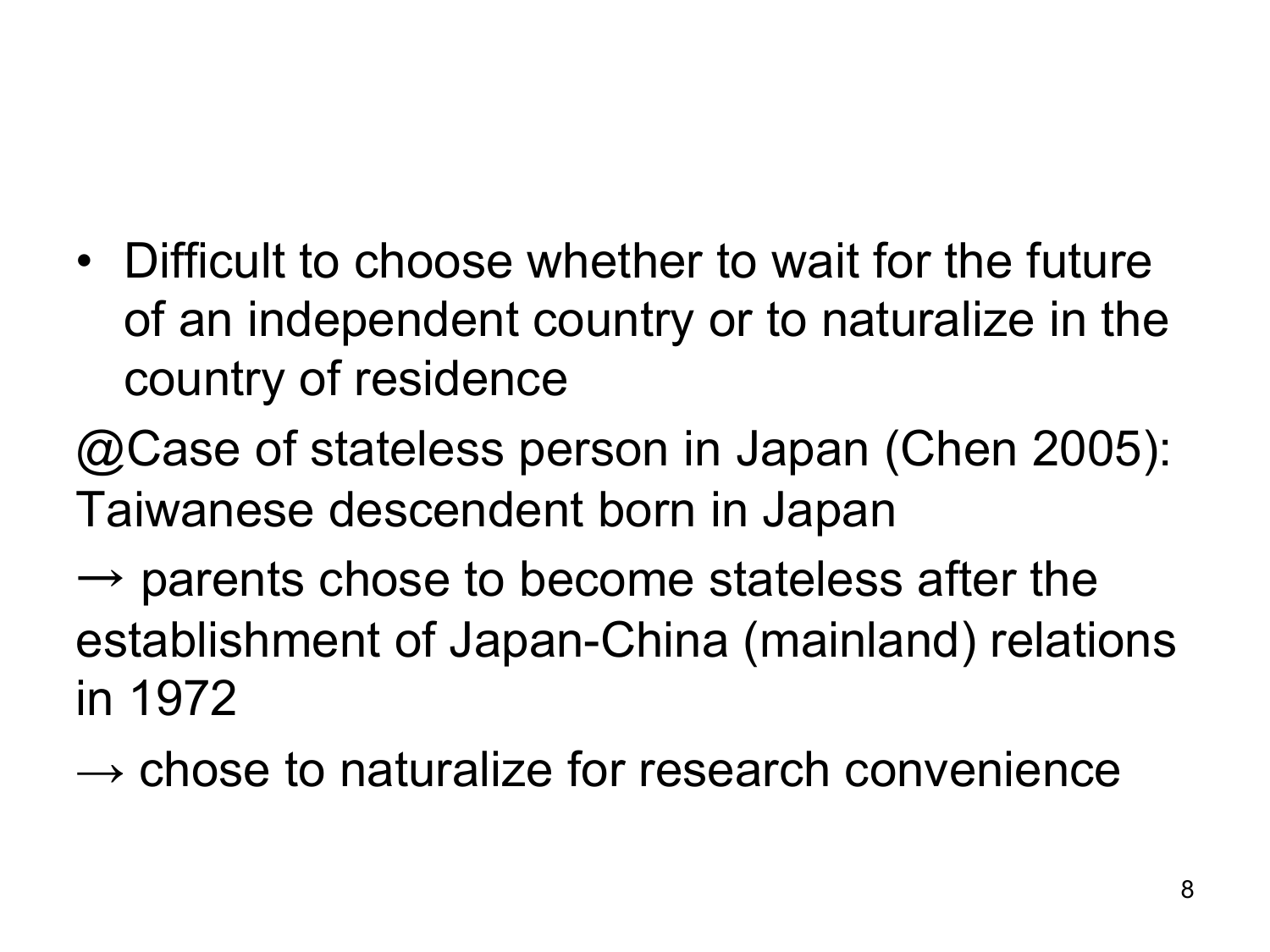- Difficult to choose whether to wait for the future of an independent country or to naturalize in the country of residence

@Case of stateless person in Japan (Chen 2005): Taiwanese descendent born in Japan

→ parents chose to become stateless after the establishment of Japan-China (mainland) relations in 1972

→ chose to naturalize for research convenience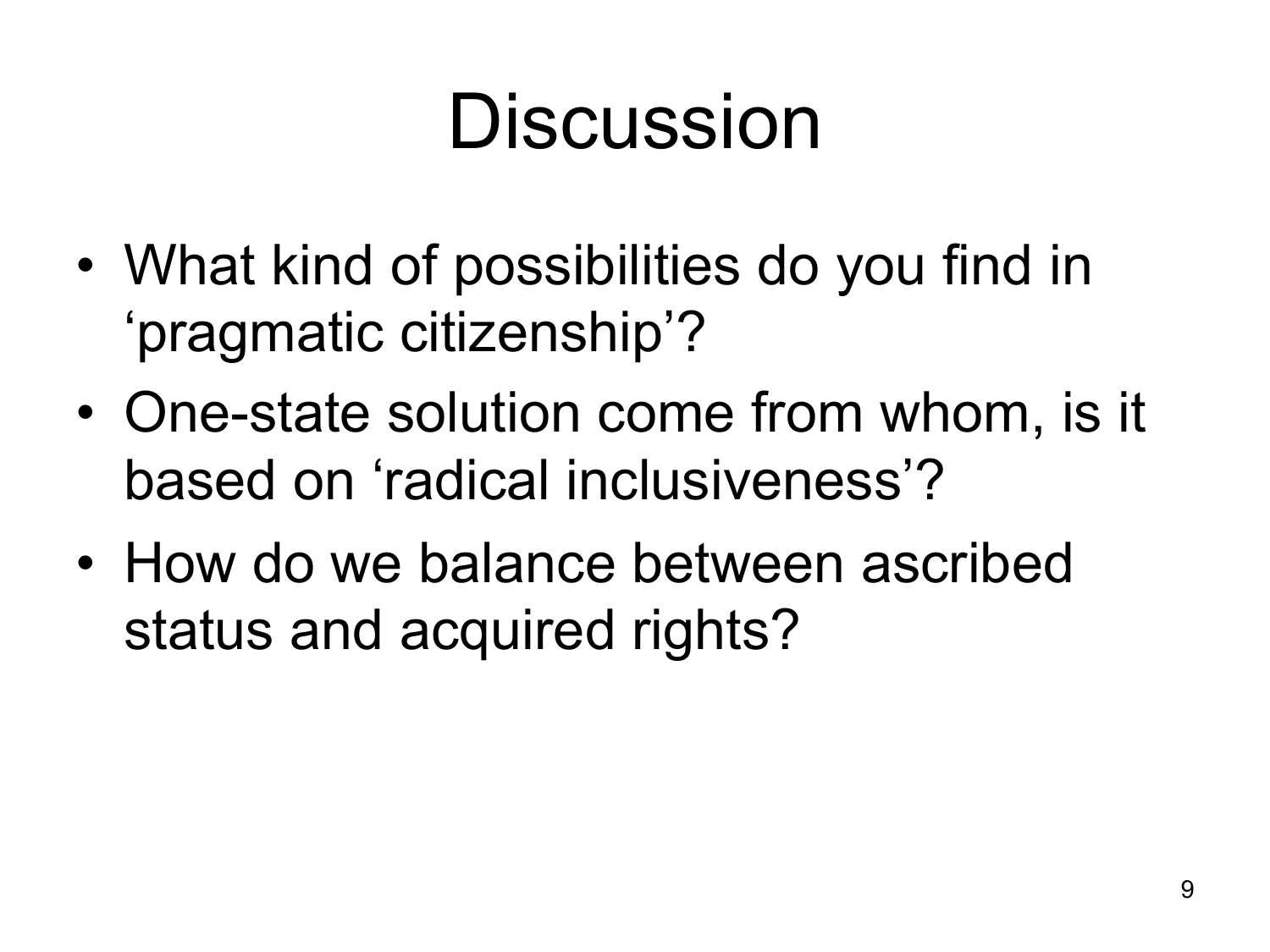# Discussion

- What kind of possibilities do you find in ‘pragmatic citizenship’?
- One-state solution come from whom, is it based on ‘radical inclusiveness’?
- How do we balance between ascribed status and acquired rights?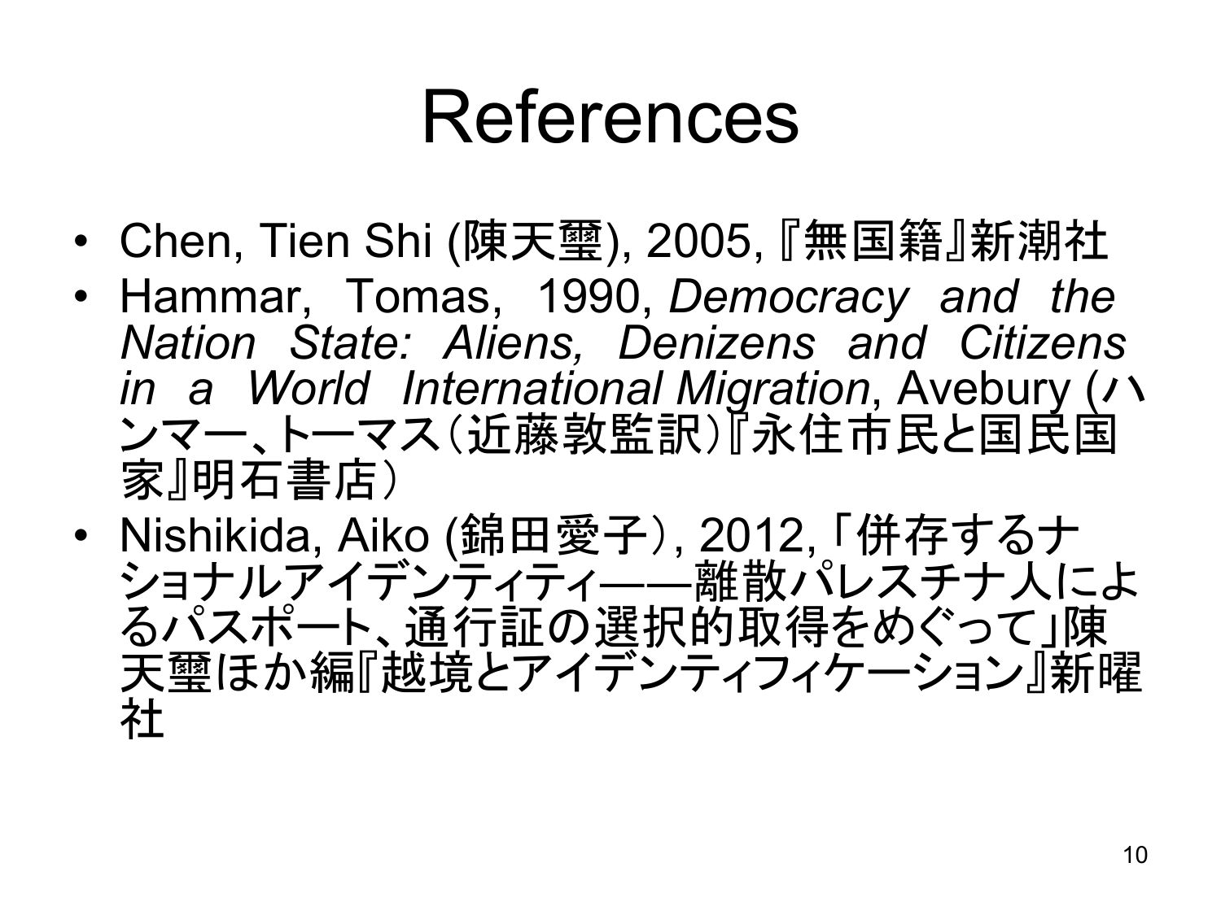# References

- Chen, Tien Shi (陳天璽), 2005, 『無国籍』新潮社
- Hammar, Tomas, 1990, *Democracy and the Nation State: Aliens, Denizens and Citizens in a World International Migration*, Avebury (ハンマー、トーマス（近藤敦監訳）『永住市民と国民国家』明石書店）
- Nishikida, Aiko (錦田愛子), 2012, 「併存するナショナルアイデンティティ――離散パレスチナ人によるパスポート、通行証の選択的取得をめぐって」陳天璽ほか編『越境とアイデンティフィケーション』新曜社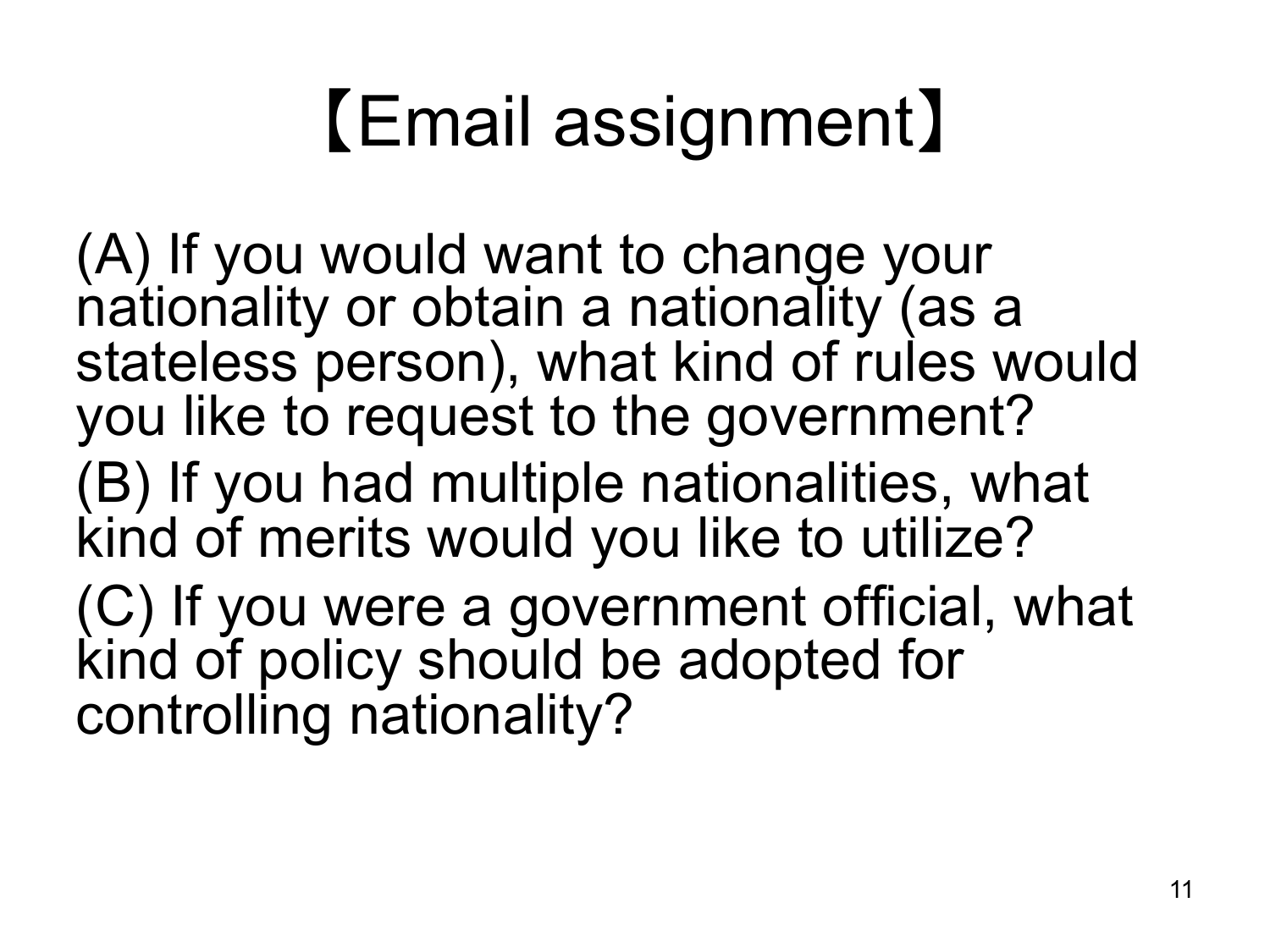# 【Email assignment】

(A) If you would want to change your nationality or obtain a nationality (as a stateless person), what kind of rules would you like to request to the government?

(B) If you had multiple nationalities, what kind of merits would you like to utilize?

(C) If you were a government official, what kind of policy should be adopted for controlling nationality?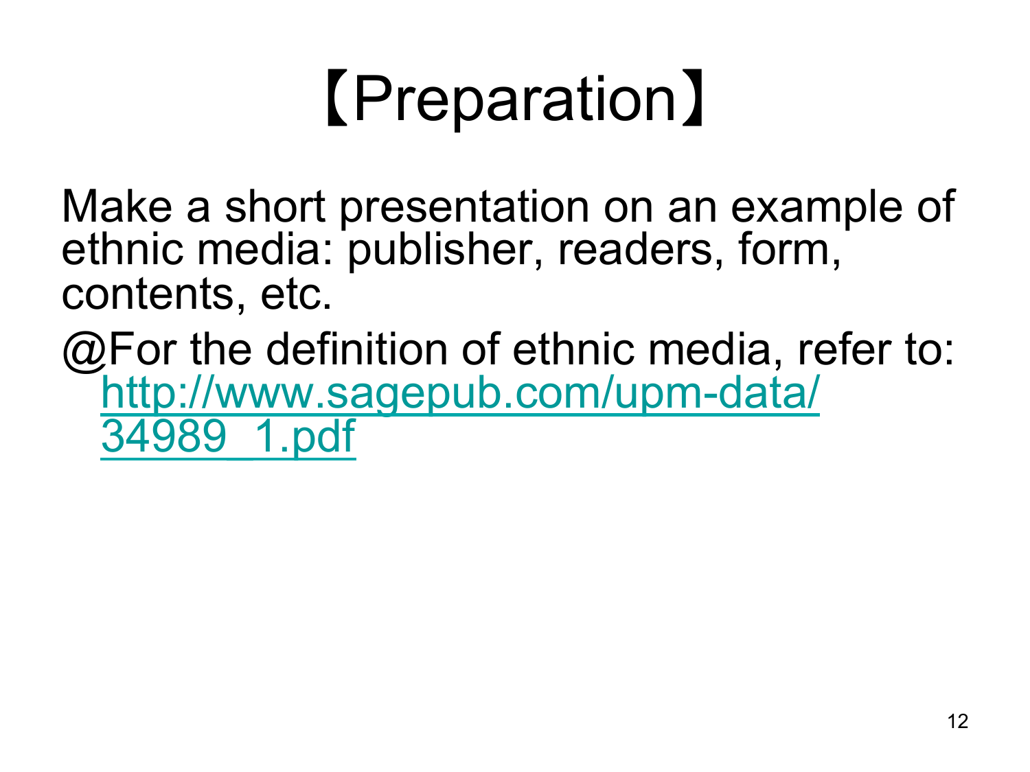# 【Preparation】

Make a short presentation on an example of ethnic media: publisher, readers, form, contents, etc.

@For the definition of ethnic media, refer to: http://www.sagepub.com/upm-data/34989_1.pdf